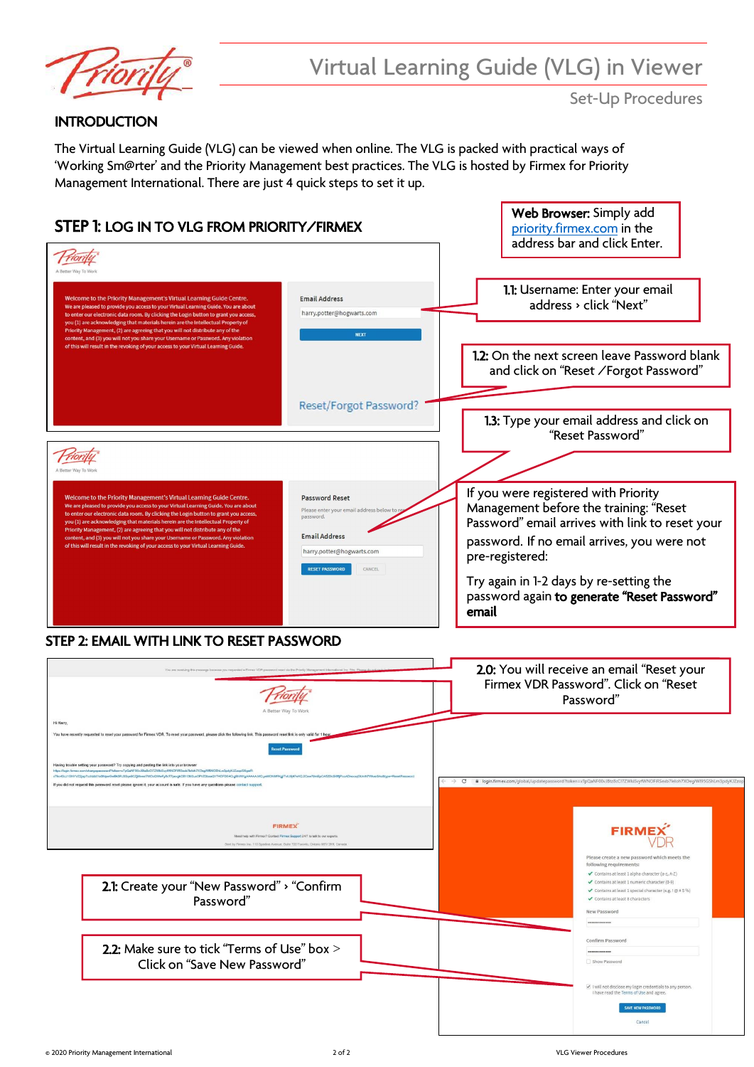# Virtual Learning Guide (VLG) in Viewer

Set-Up Procedures

## INTRODUCTION

The Virtual Learning Guide (VLG) can be viewed when online. The VLG is packed with practical ways of 'Working Sm@rter' and the Priority Management best practices. The VLG is hosted by Firmex for Priority Management International. There are just 4 quick steps to set it up.

## STEP 1: LOG IN TO VLG FROM PRIORITY/FIRMEX

**Web Browser:** Simply add priority.firmex.com in the address bar and click Enter.

**1.1:** Username: Enter your email address › click "Next"

**1.2:** On the next screen leave Password blank and click on "Reset /Forgot Password"

**1.3:** Type your email address and click on "Reset Password"

If you were registered with Priority Management before the training: "Reset Password" email arrives with link to reset your password. If no email arrives, you were not pre-registered:

Try again in 1-2 days by re-setting the password again **to generate "Reset Password" email**

## STEP 2: EMAIL WITH LINK TO RESET PASSWORD

**2.0:** You will receive an email "Reset your Firmex VDR Password". Click on "Reset Password"

**2.1:** Create your "New Password" › "Confirm Password"

**2.2:** Make sure to tick "Terms of Use" box > Click on "Save New Password"

© 2020 Priority Management International

VLG Viewer Procedures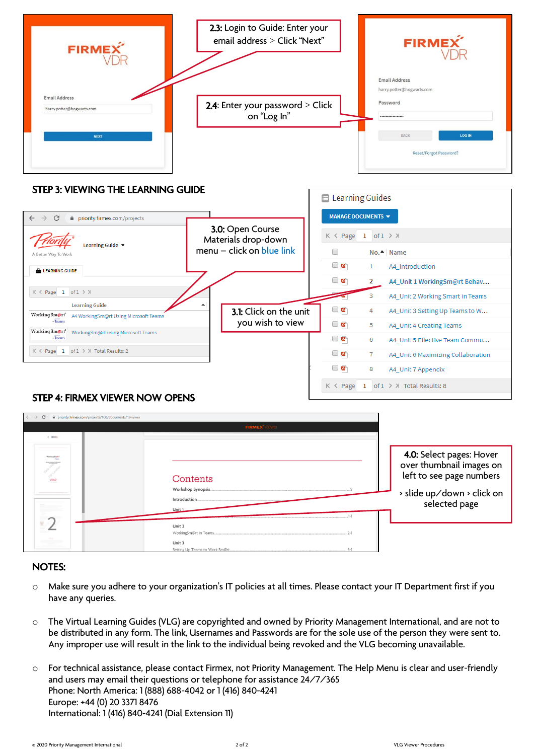**2.3:** Login to Guide: Enter your email address > Click "Next"

**2.4:** Enter your password > Click on "Log In"

## STEP 3: VIEWING THE LEARNING GUIDE

**3.0:** Open Course Materials drop-down menu – click on blue link

**3.1:** Click on the unit you wish to view

## STEP 4: FIRMEX VIEWER NOW OPENS

**4.0:** Select pages: Hover over thumbnail images on left to see page numbers

› slide up/down › click on selected page

## NOTES:

- Make sure you adhere to your organization's IT policies at all times. Please contact your IT Department first if you have any queries.
- The Virtual Learning Guides (VLG) are copyrighted and owned by Priority Management International, and are not to be distributed in any form. The link, Usernames and Passwords are for the sole use of the person they were sent to. Any improper use will result in the link to the individual being revoked and the VLG becoming unavailable.
- For technical assistance, please contact Firmex, not Priority Management. The Help Menu is clear and user-friendly and users may email their questions or telephone for assistance 24/7/365
  Phone: North America: 1 (888) 688-4042 or 1 (416) 840-4241
  Europe: +44 (0) 20 3371 8476
  International: 1 (416) 840-4241 (Dial Extension 11)

© 2020 Priority Management International

VLG Viewer Procedures